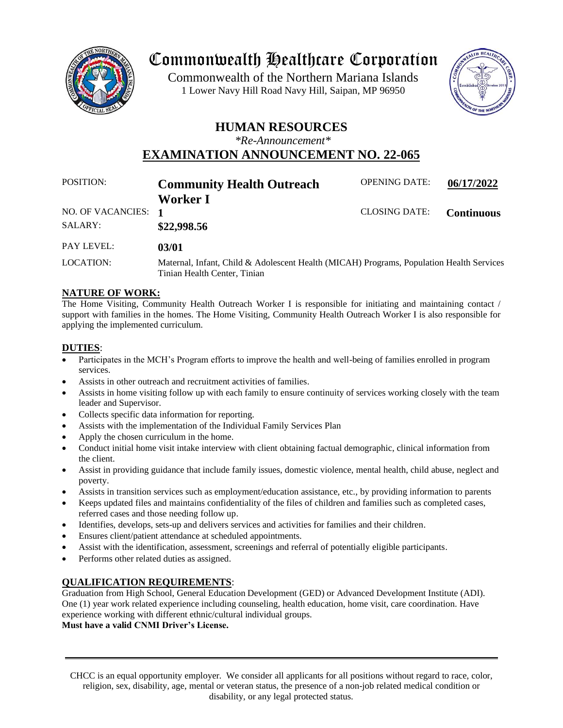# Commonwealth Healthcare Corporation

Commonwealth of the Northern Mariana Islands
1 Lower Navy Hill Road Navy Hill, Saipan, MP 96950

## HUMAN RESOURCES

*\*Re-Announcement\**

## EXAMINATION ANNOUNCEMENT NO. 22-065

| | | | |
|---|---|---|---|
| POSITION: | **Community Health Outreach Worker I** | OPENING DATE: | **06/17/2022** |
| NO. OF VACANCIES: | **1** | CLOSING DATE: | **Continuous** |
| SALARY: | **$22,998.56** | | |
| PAY LEVEL: | **03/01** | | |
| LOCATION: | Maternal, Infant, Child & Adolescent Health (MICAH) Programs, Population Health Services Tinian Health Center, Tinian | | |

### NATURE OF WORK:

The Home Visiting, Community Health Outreach Worker I is responsible for initiating and maintaining contact / support with families in the homes. The Home Visiting, Community Health Outreach Worker I is also responsible for applying the implemented curriculum.

### DUTIES:

- Participates in the MCH's Program efforts to improve the health and well-being of families enrolled in program services.
- Assists in other outreach and recruitment activities of families.
- Assists in home visiting follow up with each family to ensure continuity of services working closely with the team leader and Supervisor.
- Collects specific data information for reporting.
- Assists with the implementation of the Individual Family Services Plan
- Apply the chosen curriculum in the home.
- Conduct initial home visit intake interview with client obtaining factual demographic, clinical information from the client.
- Assist in providing guidance that include family issues, domestic violence, mental health, child abuse, neglect and poverty.
- Assists in transition services such as employment/education assistance, etc., by providing information to parents
- Keeps updated files and maintains confidentiality of the files of children and families such as completed cases, referred cases and those needing follow up.
- Identifies, develops, sets-up and delivers services and activities for families and their children.
- Ensures client/patient attendance at scheduled appointments.
- Assist with the identification, assessment, screenings and referral of potentially eligible participants.
- Performs other related duties as assigned.

### QUALIFICATION REQUIREMENTS:

Graduation from High School, General Education Development (GED) or Advanced Development Institute (ADI). One (1) year work related experience including counseling, health education, home visit, care coordination. Have experience working with different ethnic/cultural individual groups.

**Must have a valid CNMI Driver's License.**

---

CHCC is an equal opportunity employer. We consider all applicants for all positions without regard to race, color, religion, sex, disability, age, mental or veteran status, the presence of a non-job related medical condition or disability, or any legal protected status.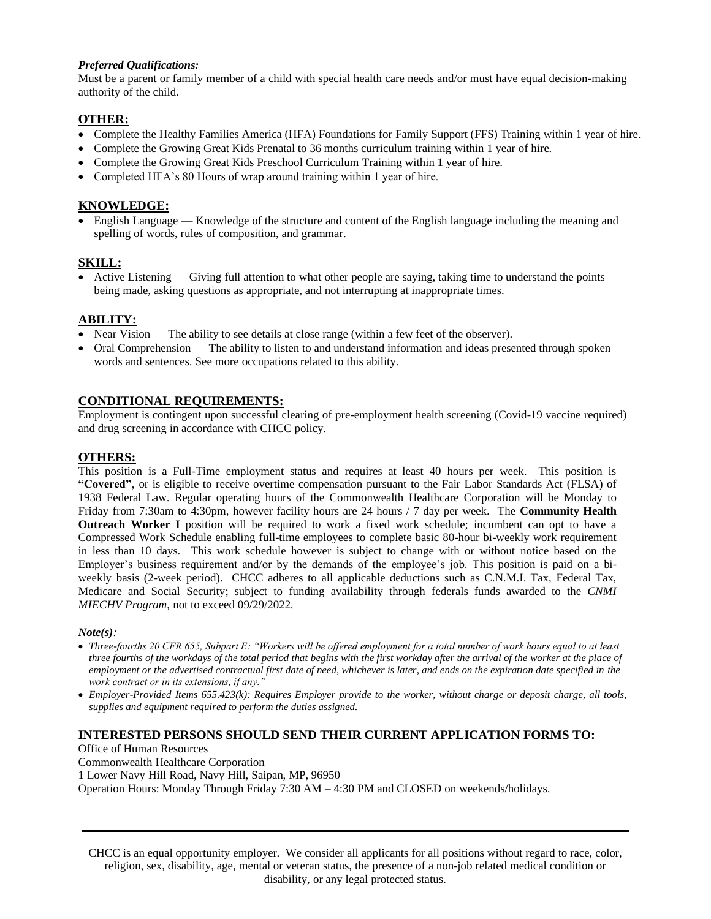***Preferred Qualifications:***

Must be a parent or family member of a child with special health care needs and/or must have equal decision-making authority of the child.

## OTHER:

- Complete the Healthy Families America (HFA) Foundations for Family Support (FFS) Training within 1 year of hire.
- Complete the Growing Great Kids Prenatal to 36 months curriculum training within 1 year of hire.
- Complete the Growing Great Kids Preschool Curriculum Training within 1 year of hire.
- Completed HFA's 80 Hours of wrap around training within 1 year of hire.

## KNOWLEDGE:

- English Language — Knowledge of the structure and content of the English language including the meaning and spelling of words, rules of composition, and grammar.

## SKILL:

- Active Listening — Giving full attention to what other people are saying, taking time to understand the points being made, asking questions as appropriate, and not interrupting at inappropriate times.

## ABILITY:

- Near Vision — The ability to see details at close range (within a few feet of the observer).
- Oral Comprehension — The ability to listen to and understand information and ideas presented through spoken words and sentences. See more occupations related to this ability.

## CONDITIONAL REQUIREMENTS:

Employment is contingent upon successful clearing of pre-employment health screening (Covid-19 vaccine required) and drug screening in accordance with CHCC policy.

## OTHERS:

This position is a Full-Time employment status and requires at least 40 hours per week. This position is **"Covered"**, or is eligible to receive overtime compensation pursuant to the Fair Labor Standards Act (FLSA) of 1938 Federal Law. Regular operating hours of the Commonwealth Healthcare Corporation will be Monday to Friday from 7:30am to 4:30pm, however facility hours are 24 hours / 7 day per week. The **Community Health Outreach Worker I** position will be required to work a fixed work schedule; incumbent can opt to have a Compressed Work Schedule enabling full-time employees to complete basic 80-hour bi-weekly work requirement in less than 10 days. This work schedule however is subject to change with or without notice based on the Employer's business requirement and/or by the demands of the employee's job. This position is paid on a bi-weekly basis (2-week period). CHCC adheres to all applicable deductions such as C.N.M.I. Tax, Federal Tax, Medicare and Social Security; subject to funding availability through federals funds awarded to the *CNMI MIECHV Program*, not to exceed 09/29/2022.

***Note(s):***

- *Three-fourths 20 CFR 655, Subpart E: "Workers will be offered employment for a total number of work hours equal to at least three fourths of the workdays of the total period that begins with the first workday after the arrival of the worker at the place of employment or the advertised contractual first date of need, whichever is later, and ends on the expiration date specified in the work contract or in its extensions, if any."*
- *Employer-Provided Items 655.423(k): Requires Employer provide to the worker, without charge or deposit charge, all tools, supplies and equipment required to perform the duties assigned.*

## INTERESTED PERSONS SHOULD SEND THEIR CURRENT APPLICATION FORMS TO:

Office of Human Resources
Commonwealth Healthcare Corporation
1 Lower Navy Hill Road, Navy Hill, Saipan, MP, 96950
Operation Hours: Monday Through Friday 7:30 AM – 4:30 PM and CLOSED on weekends/holidays.

---

CHCC is an equal opportunity employer. We consider all applicants for all positions without regard to race, color, religion, sex, disability, age, mental or veteran status, the presence of a non-job related medical condition or disability, or any legal protected status.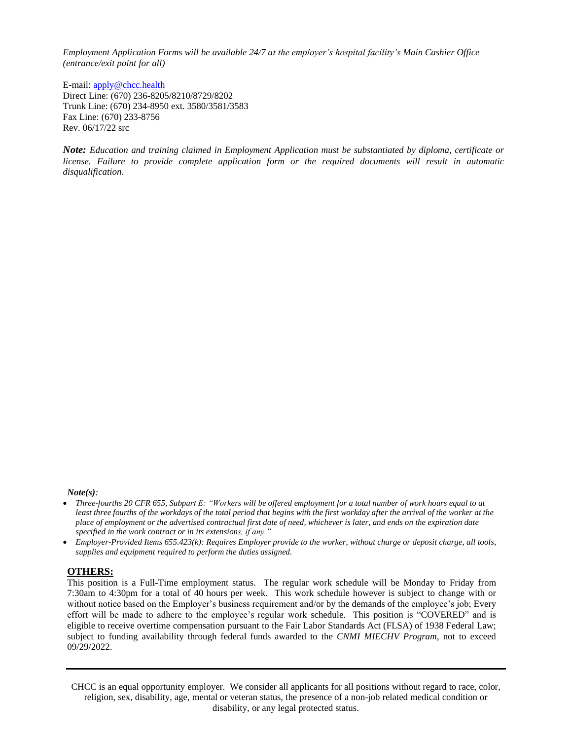*Employment Application Forms will be available 24/7 at the employer's hospital facility's Main Cashier Office (entrance/exit point for all)*

E-mail: apply@chcc.health
Direct Line: (670) 236-8205/8210/8729/8202
Trunk Line: (670) 234-8950 ext. 3580/3581/3583
Fax Line: (670) 233-8756
Rev. 06/17/22 src

***Note:*** *Education and training claimed in Employment Application must be substantiated by diploma, certificate or license. Failure to provide complete application form or the required documents will result in automatic disqualification.*

***Note(s)**:*

- *Three-fourths 20 CFR 655, Subpart E: "Workers will be offered employment for a total number of work hours equal to at least three fourths of the workdays of the total period that begins with the first workday after the arrival of the worker at the place of employment or the advertised contractual first date of need, whichever is later, and ends on the expiration date specified in the work contract or in its extensions, if any."*
- *Employer-Provided Items 655.423(k): Requires Employer provide to the worker, without charge or deposit charge, all tools, supplies and equipment required to perform the duties assigned.*

## OTHERS:

This position is a Full-Time employment status. The regular work schedule will be Monday to Friday from 7:30am to 4:30pm for a total of 40 hours per week. This work schedule however is subject to change with or without notice based on the Employer's business requirement and/or by the demands of the employee's job; Every effort will be made to adhere to the employee's regular work schedule. This position is "COVERED" and is eligible to receive overtime compensation pursuant to the Fair Labor Standards Act (FLSA) of 1938 Federal Law; subject to funding availability through federal funds awarded to the *CNMI MIECHV Program*, not to exceed 09/29/2022.

---

CHCC is an equal opportunity employer. We consider all applicants for all positions without regard to race, color, religion, sex, disability, age, mental or veteran status, the presence of a non-job related medical condition or disability, or any legal protected status.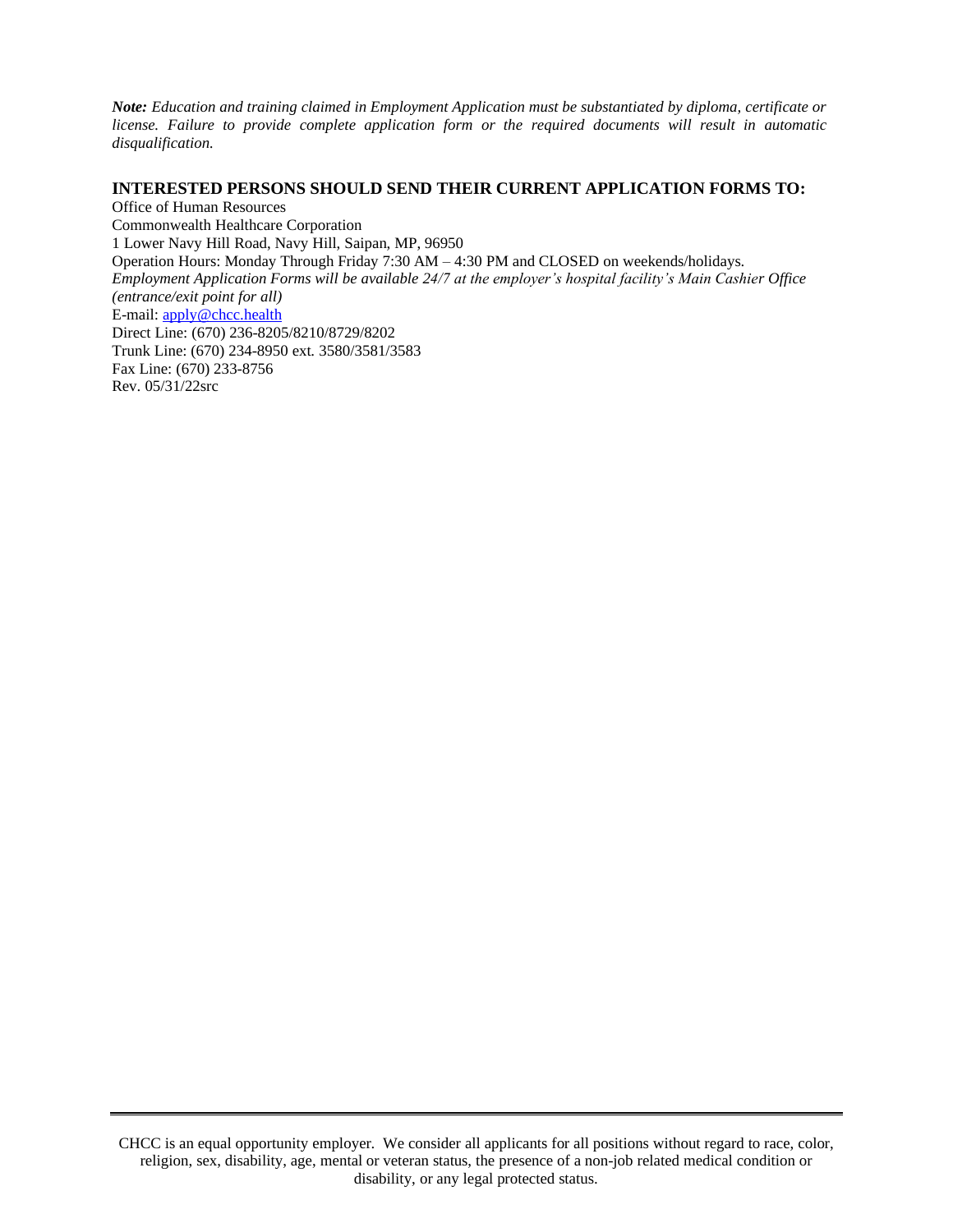***Note:*** *Education and training claimed in Employment Application must be substantiated by diploma, certificate or license. Failure to provide complete application form or the required documents will result in automatic disqualification.*

**INTERESTED PERSONS SHOULD SEND THEIR CURRENT APPLICATION FORMS TO:**

Office of Human Resources
Commonwealth Healthcare Corporation
1 Lower Navy Hill Road, Navy Hill, Saipan, MP, 96950
Operation Hours: Monday Through Friday 7:30 AM – 4:30 PM and CLOSED on weekends/holidays.
*Employment Application Forms will be available 24/7 at the employer's hospital facility's Main Cashier Office (entrance/exit point for all)*
E-mail: apply@chcc.health
Direct Line: (670) 236-8205/8210/8729/8202
Trunk Line: (670) 234-8950 ext. 3580/3581/3583
Fax Line: (670) 233-8756
Rev. 05/31/22src

---

CHCC is an equal opportunity employer. We consider all applicants for all positions without regard to race, color, religion, sex, disability, age, mental or veteran status, the presence of a non-job related medical condition or disability, or any legal protected status.